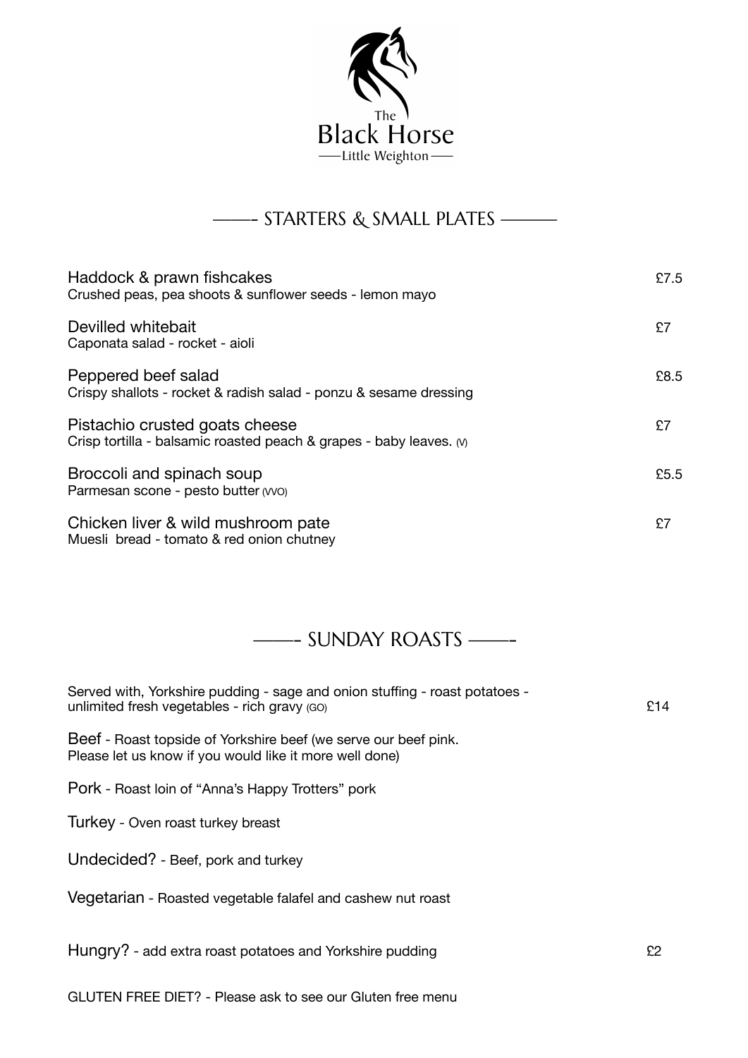# The Black Horse

Little Weighton

## ——- STARTERS & SMALL PLATES ———

**Haddock & prawn fishcakes** £7.5
Crushed peas, pea shoots & sunflower seeds - lemon mayo

**Devilled whitebait** £7
Caponata salad - rocket - aioli

**Peppered beef salad** £8.5
Crispy shallots - rocket & radish salad - ponzu & sesame dressing

**Pistachio crusted goats cheese** £7
Crisp tortilla - balsamic roasted peach & grapes - baby leaves. (V)

**Broccoli and spinach soup** £5.5
Parmesan scone - pesto butter (VVO)

**Chicken liver & wild mushroom pate** £7
Muesli bread - tomato & red onion chutney

## ——- SUNDAY ROASTS ——-

Served with, Yorkshire pudding - sage and onion stuffing - roast potatoes - unlimited fresh vegetables - rich gravy (GO) £14

**Beef** - Roast topside of Yorkshire beef (we serve our beef pink. Please let us know if you would like it more well done)

**Pork** - Roast loin of "Anna's Happy Trotters" pork

**Turkey** - Oven roast turkey breast

**Undecided?** - Beef, pork and turkey

**Vegetarian** - Roasted vegetable falafel and cashew nut roast

**Hungry?** - add extra roast potatoes and Yorkshire pudding £2

GLUTEN FREE DIET? - Please ask to see our Gluten free menu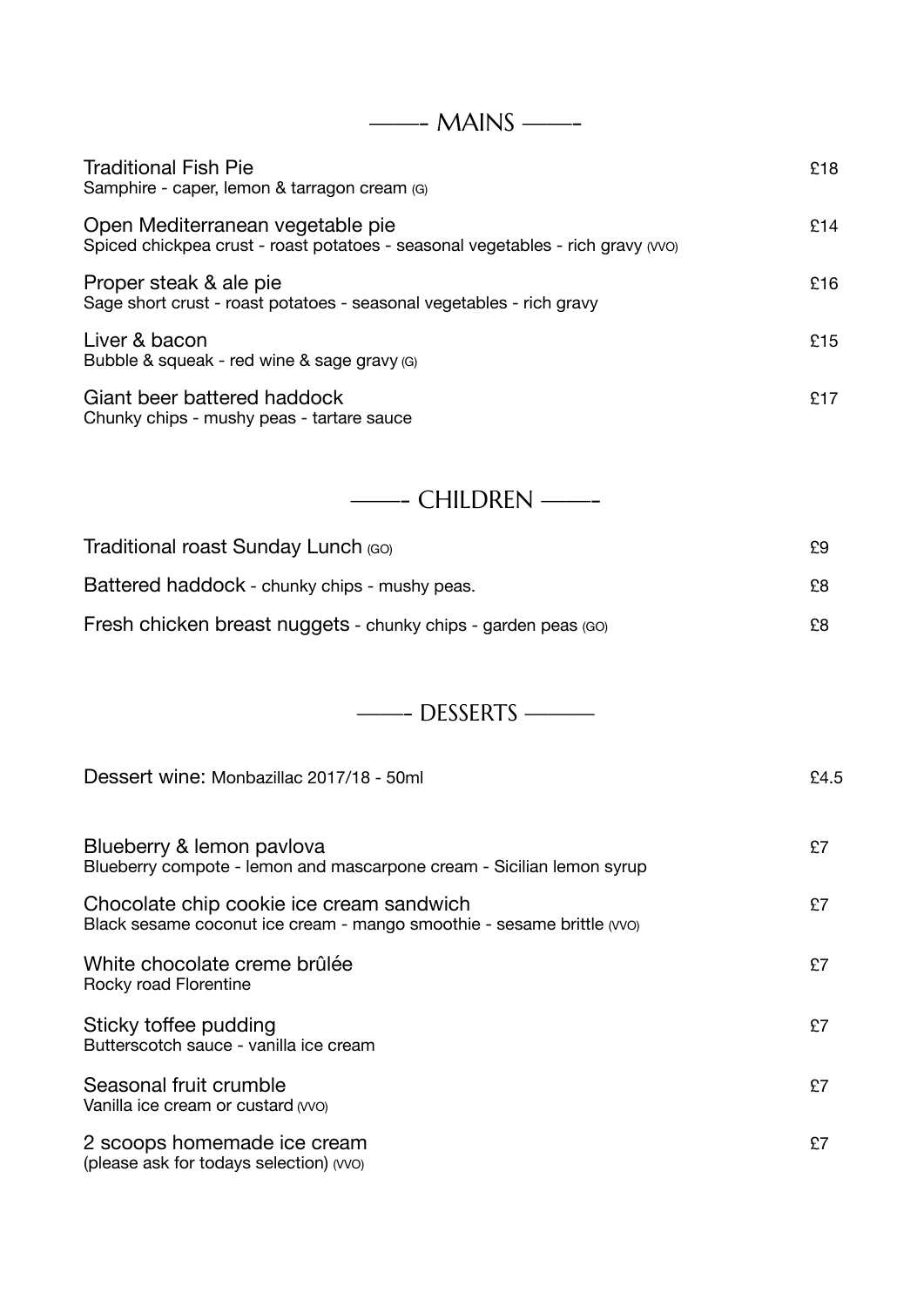## ——- MAINS ——-

| | |
|---|---|
| Traditional Fish Pie<br>Samphire - caper, lemon & tarragon cream (G) | £18 |
| Open Mediterranean vegetable pie<br>Spiced chickpea crust - roast potatoes - seasonal vegetables - rich gravy (VVO) | £14 |
| Proper steak & ale pie<br>Sage short crust - roast potatoes - seasonal vegetables - rich gravy | £16 |
| Liver & bacon<br>Bubble & squeak - red wine & sage gravy (G) | £15 |
| Giant beer battered haddock<br>Chunky chips - mushy peas - tartare sauce | £17 |

## ——- CHILDREN ——-

| | |
|---|---|
| Traditional roast Sunday Lunch (GO) | £9 |
| Battered haddock - chunky chips - mushy peas. | £8 |
| Fresh chicken breast nuggets - chunky chips - garden peas (GO) | £8 |

## ——- DESSERTS ———

| | |
|---|---|
| Dessert wine: Monbazillac 2017/18 - 50ml | £4.5 |
| Blueberry & lemon pavlova<br>Blueberry compote - lemon and mascarpone cream - Sicilian lemon syrup | £7 |
| Chocolate chip cookie ice cream sandwich<br>Black sesame coconut ice cream - mango smoothie - sesame brittle (VVO) | £7 |
| White chocolate creme brûlée<br>Rocky road Florentine | £7 |
| Sticky toffee pudding<br>Butterscotch sauce - vanilla ice cream | £7 |
| Seasonal fruit crumble<br>Vanilla ice cream or custard (VVO) | £7 |
| 2 scoops homemade ice cream<br>(please ask for todays selection) (VVO) | £7 |